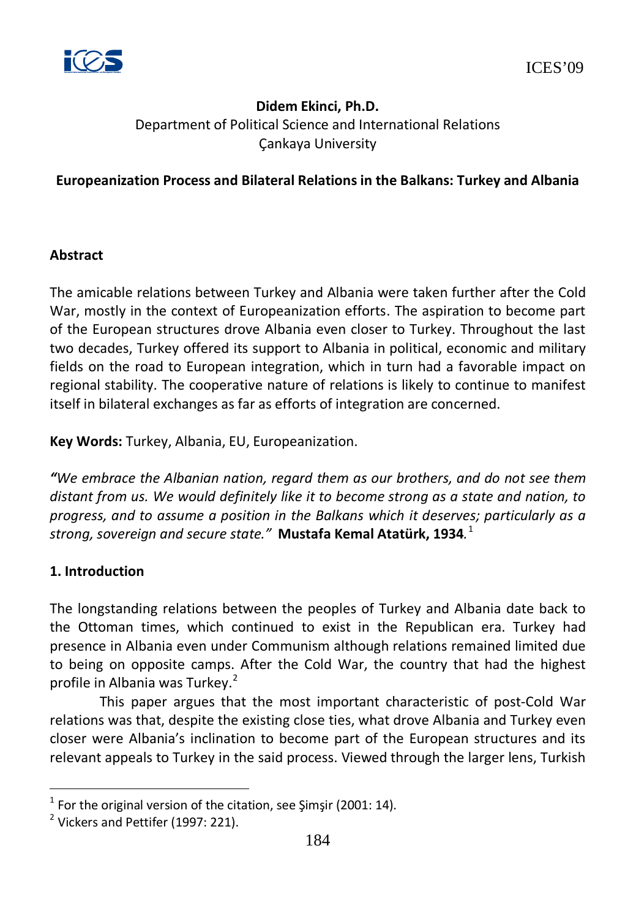**Didem Ekinci, Ph.D.**
Department of Political Science and International Relations
Çankaya University

# Europeanization Process and Bilateral Relations in the Balkans: Turkey and Albania

## Abstract

The amicable relations between Turkey and Albania were taken further after the Cold War, mostly in the context of Europeanization efforts. The aspiration to become part of the European structures drove Albania even closer to Turkey. Throughout the last two decades, Turkey offered its support to Albania in political, economic and military fields on the road to European integration, which in turn had a favorable impact on regional stability. The cooperative nature of relations is likely to continue to manifest itself in bilateral exchanges as far as efforts of integration are concerned.

**Key Words:** Turkey, Albania, EU, Europeanization.

*"We embrace the Albanian nation, regard them as our brothers, and do not see them distant from us. We would definitely like it to become strong as a state and nation, to progress, and to assume a position in the Balkans which it deserves; particularly as a strong, sovereign and secure state."* **Mustafa Kemal Atatürk, 1934**.[1]

## 1. Introduction

The longstanding relations between the peoples of Turkey and Albania date back to the Ottoman times, which continued to exist in the Republican era. Turkey had presence in Albania even under Communism although relations remained limited due to being on opposite camps. After the Cold War, the country that had the highest profile in Albania was Turkey.[2]

This paper argues that the most important characteristic of post-Cold War relations was that, despite the existing close ties, what drove Albania and Turkey even closer were Albania's inclination to become part of the European structures and its relevant appeals to Turkey in the said process. Viewed through the larger lens, Turkish

---

[1] For the original version of the citation, see Şimşir (2001: 14).

[2] Vickers and Pettifer (1997: 221).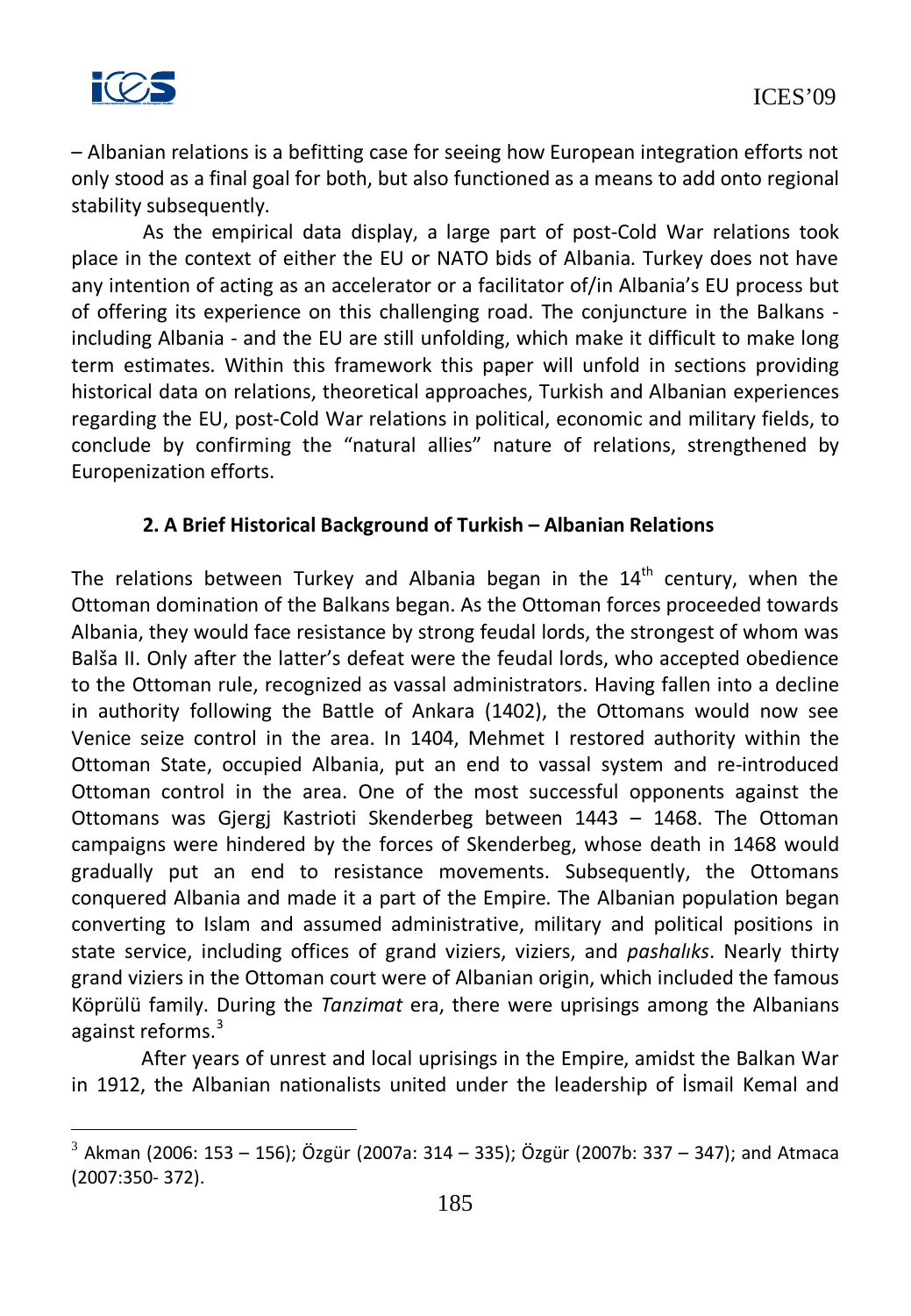– Albanian relations is a befitting case for seeing how European integration efforts not only stood as a final goal for both, but also functioned as a means to add onto regional stability subsequently.

As the empirical data display, a large part of post-Cold War relations took place in the context of either the EU or NATO bids of Albania. Turkey does not have any intention of acting as an accelerator or a facilitator of/in Albania's EU process but of offering its experience on this challenging road. The conjuncture in the Balkans - including Albania - and the EU are still unfolding, which make it difficult to make long term estimates. Within this framework this paper will unfold in sections providing historical data on relations, theoretical approaches, Turkish and Albanian experiences regarding the EU, post-Cold War relations in political, economic and military fields, to conclude by confirming the "natural allies" nature of relations, strengthened by Europenization efforts.

## 2. A Brief Historical Background of Turkish – Albanian Relations

The relations between Turkey and Albania began in the 14th century, when the Ottoman domination of the Balkans began. As the Ottoman forces proceeded towards Albania, they would face resistance by strong feudal lords, the strongest of whom was Balša II. Only after the latter's defeat were the feudal lords, who accepted obedience to the Ottoman rule, recognized as vassal administrators. Having fallen into a decline in authority following the Battle of Ankara (1402), the Ottomans would now see Venice seize control in the area. In 1404, Mehmet I restored authority within the Ottoman State, occupied Albania, put an end to vassal system and re-introduced Ottoman control in the area. One of the most successful opponents against the Ottomans was Gjergj Kastrioti Skenderbeg between 1443 – 1468. The Ottoman campaigns were hindered by the forces of Skenderbeg, whose death in 1468 would gradually put an end to resistance movements. Subsequently, the Ottomans conquered Albania and made it a part of the Empire. The Albanian population began converting to Islam and assumed administrative, military and political positions in state service, including offices of grand viziers, viziers, and *pashalıks*. Nearly thirty grand viziers in the Ottoman court were of Albanian origin, which included the famous Köprülü family. During the *Tanzimat* era, there were uprisings among the Albanians against reforms.[3]

After years of unrest and local uprisings in the Empire, amidst the Balkan War in 1912, the Albanian nationalists united under the leadership of İsmail Kemal and

---

[3] Akman (2006: 153 – 156); Özgür (2007a: 314 – 335); Özgür (2007b: 337 – 347); and Atmaca (2007:350- 372).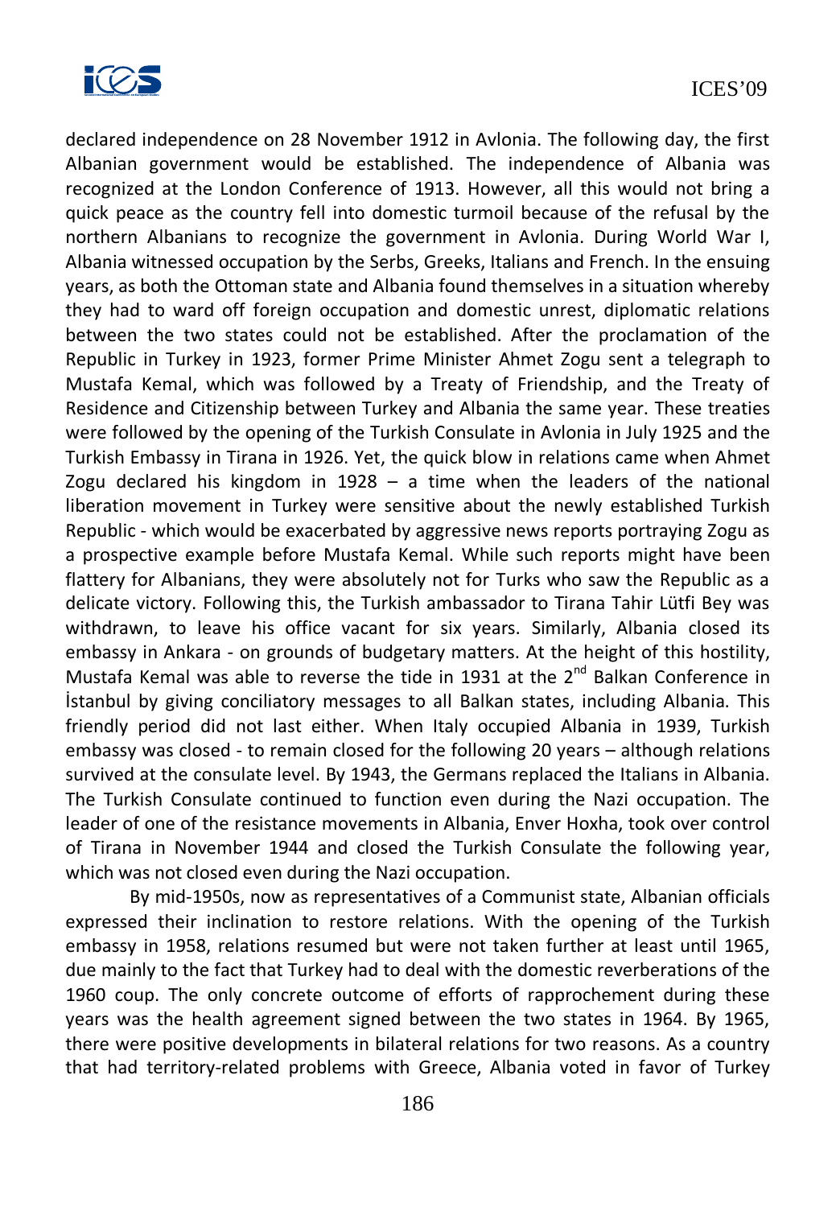declared independence on 28 November 1912 in Avlonia. The following day, the first Albanian government would be established. The independence of Albania was recognized at the London Conference of 1913. However, all this would not bring a quick peace as the country fell into domestic turmoil because of the refusal by the northern Albanians to recognize the government in Avlonia. During World War I, Albania witnessed occupation by the Serbs, Greeks, Italians and French. In the ensuing years, as both the Ottoman state and Albania found themselves in a situation whereby they had to ward off foreign occupation and domestic unrest, diplomatic relations between the two states could not be established. After the proclamation of the Republic in Turkey in 1923, former Prime Minister Ahmet Zogu sent a telegraph to Mustafa Kemal, which was followed by a Treaty of Friendship, and the Treaty of Residence and Citizenship between Turkey and Albania the same year. These treaties were followed by the opening of the Turkish Consulate in Avlonia in July 1925 and the Turkish Embassy in Tirana in 1926. Yet, the quick blow in relations came when Ahmet Zogu declared his kingdom in 1928 – a time when the leaders of the national liberation movement in Turkey were sensitive about the newly established Turkish Republic - which would be exacerbated by aggressive news reports portraying Zogu as a prospective example before Mustafa Kemal. While such reports might have been flattery for Albanians, they were absolutely not for Turks who saw the Republic as a delicate victory. Following this, the Turkish ambassador to Tirana Tahir Lütfi Bey was withdrawn, to leave his office vacant for six years. Similarly, Albania closed its embassy in Ankara - on grounds of budgetary matters. At the height of this hostility, Mustafa Kemal was able to reverse the tide in 1931 at the 2nd Balkan Conference in İstanbul by giving conciliatory messages to all Balkan states, including Albania. This friendly period did not last either. When Italy occupied Albania in 1939, Turkish embassy was closed - to remain closed for the following 20 years – although relations survived at the consulate level. By 1943, the Germans replaced the Italians in Albania. The Turkish Consulate continued to function even during the Nazi occupation. The leader of one of the resistance movements in Albania, Enver Hoxha, took over control of Tirana in November 1944 and closed the Turkish Consulate the following year, which was not closed even during the Nazi occupation.

By mid-1950s, now as representatives of a Communist state, Albanian officials expressed their inclination to restore relations. With the opening of the Turkish embassy in 1958, relations resumed but were not taken further at least until 1965, due mainly to the fact that Turkey had to deal with the domestic reverberations of the 1960 coup. The only concrete outcome of efforts of rapprochement during these years was the health agreement signed between the two states in 1964. By 1965, there were positive developments in bilateral relations for two reasons. As a country that had territory-related problems with Greece, Albania voted in favor of Turkey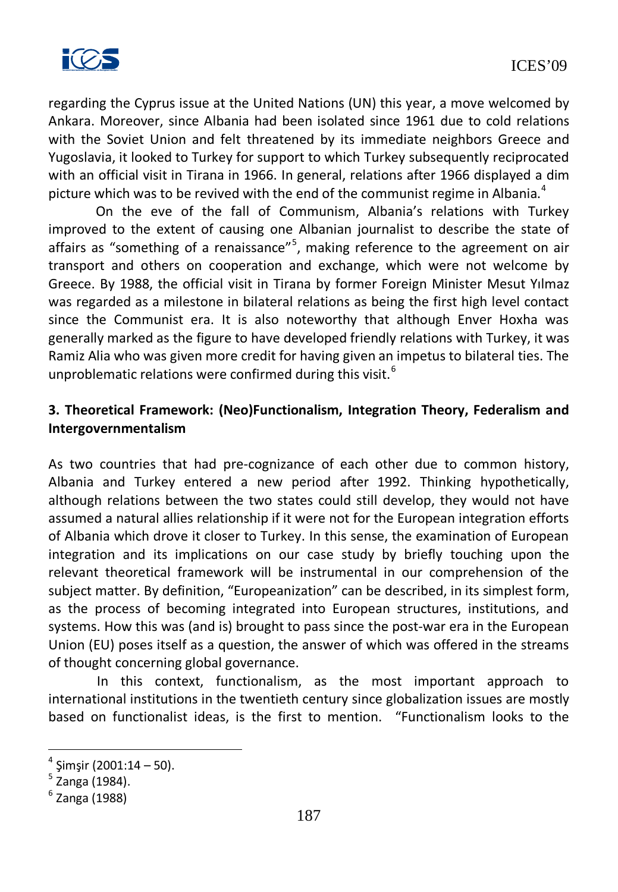regarding the Cyprus issue at the United Nations (UN) this year, a move welcomed by Ankara. Moreover, since Albania had been isolated since 1961 due to cold relations with the Soviet Union and felt threatened by its immediate neighbors Greece and Yugoslavia, it looked to Turkey for support to which Turkey subsequently reciprocated with an official visit in Tirana in 1966. In general, relations after 1966 displayed a dim picture which was to be revived with the end of the communist regime in Albania.[4]

On the eve of the fall of Communism, Albania's relations with Turkey improved to the extent of causing one Albanian journalist to describe the state of affairs as "something of a renaissance"[5], making reference to the agreement on air transport and others on cooperation and exchange, which were not welcome by Greece. By 1988, the official visit in Tirana by former Foreign Minister Mesut Yılmaz was regarded as a milestone in bilateral relations as being the first high level contact since the Communist era. It is also noteworthy that although Enver Hoxha was generally marked as the figure to have developed friendly relations with Turkey, it was Ramiz Alia who was given more credit for having given an impetus to bilateral ties. The unproblematic relations were confirmed during this visit.[6]

## 3. Theoretical Framework: (Neo)Functionalism, Integration Theory, Federalism and Intergovernmentalism

As two countries that had pre-cognizance of each other due to common history, Albania and Turkey entered a new period after 1992. Thinking hypothetically, although relations between the two states could still develop, they would not have assumed a natural allies relationship if it were not for the European integration efforts of Albania which drove it closer to Turkey. In this sense, the examination of European integration and its implications on our case study by briefly touching upon the relevant theoretical framework will be instrumental in our comprehension of the subject matter. By definition, "Europeanization" can be described, in its simplest form, as the process of becoming integrated into European structures, institutions, and systems. How this was (and is) brought to pass since the post-war era in the European Union (EU) poses itself as a question, the answer of which was offered in the streams of thought concerning global governance.

In this context, functionalism, as the most important approach to international institutions in the twentieth century since globalization issues are mostly based on functionalist ideas, is the first to mention. "Functionalism looks to the

[4] Şimşir (2001:14 – 50).

[5] Zanga (1984).

[6] Zanga (1988)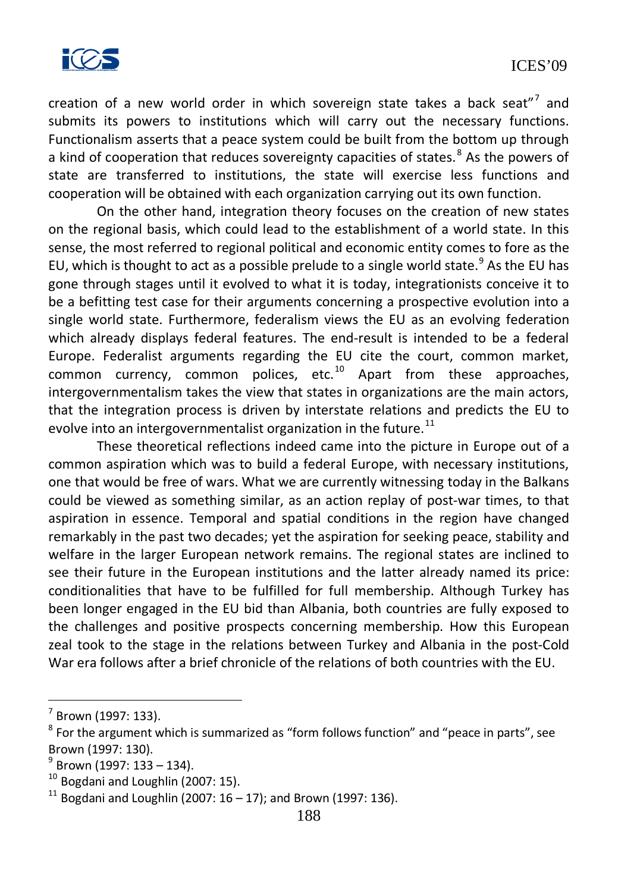creation of a new world order in which sovereign state takes a back seat"[7] and submits its powers to institutions which will carry out the necessary functions. Functionalism asserts that a peace system could be built from the bottom up through a kind of cooperation that reduces sovereignty capacities of states.[8] As the powers of state are transferred to institutions, the state will exercise less functions and cooperation will be obtained with each organization carrying out its own function.

On the other hand, integration theory focuses on the creation of new states on the regional basis, which could lead to the establishment of a world state. In this sense, the most referred to regional political and economic entity comes to fore as the EU, which is thought to act as a possible prelude to a single world state.[9] As the EU has gone through stages until it evolved to what it is today, integrationists conceive it to be a befitting test case for their arguments concerning a prospective evolution into a single world state. Furthermore, federalism views the EU as an evolving federation which already displays federal features. The end-result is intended to be a federal Europe. Federalist arguments regarding the EU cite the court, common market, common currency, common polices, etc.[10] Apart from these approaches, intergovernmentalism takes the view that states in organizations are the main actors, that the integration process is driven by interstate relations and predicts the EU to evolve into an intergovernmentalist organization in the future.[11]

These theoretical reflections indeed came into the picture in Europe out of a common aspiration which was to build a federal Europe, with necessary institutions, one that would be free of wars. What we are currently witnessing today in the Balkans could be viewed as something similar, as an action replay of post-war times, to that aspiration in essence. Temporal and spatial conditions in the region have changed remarkably in the past two decades; yet the aspiration for seeking peace, stability and welfare in the larger European network remains. The regional states are inclined to see their future in the European institutions and the latter already named its price: conditionalities that have to be fulfilled for full membership. Although Turkey has been longer engaged in the EU bid than Albania, both countries are fully exposed to the challenges and positive prospects concerning membership. How this European zeal took to the stage in the relations between Turkey and Albania in the post-Cold War era follows after a brief chronicle of the relations of both countries with the EU.

---

[7] Brown (1997: 133).

[8] For the argument which is summarized as "form follows function" and "peace in parts", see Brown (1997: 130).

[9] Brown (1997: 133 – 134).

[10] Bogdani and Loughlin (2007: 15).

[11] Bogdani and Loughlin (2007: 16 – 17); and Brown (1997: 136).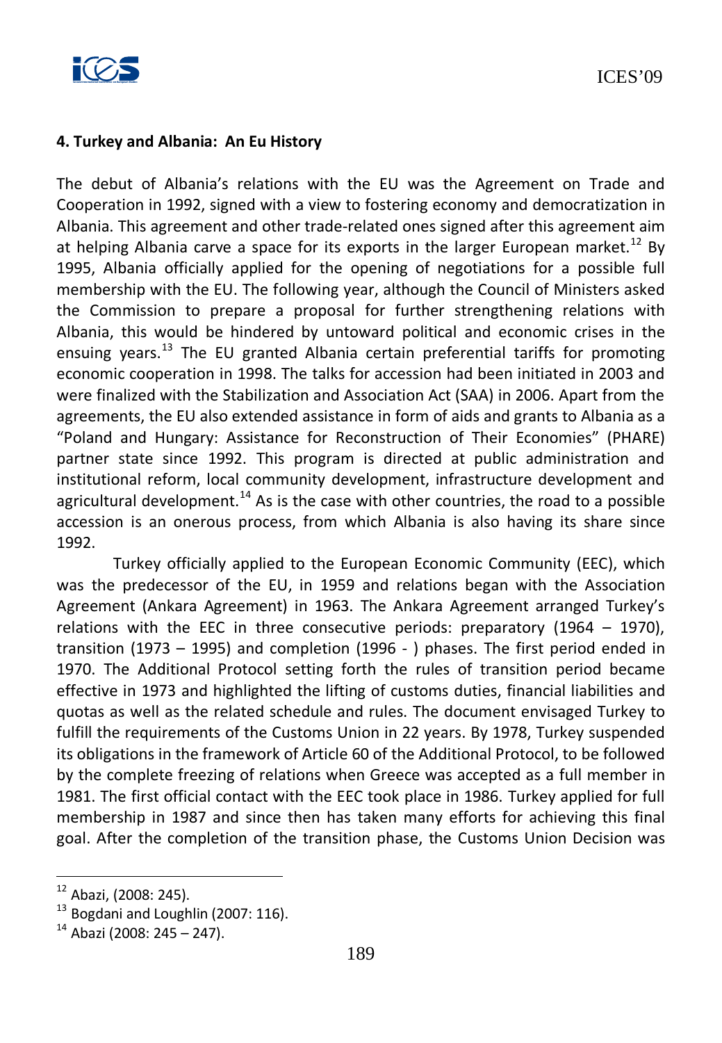#### 4. Turkey and Albania: An Eu History

The debut of Albania's relations with the EU was the Agreement on Trade and Cooperation in 1992, signed with a view to fostering economy and democratization in Albania. This agreement and other trade-related ones signed after this agreement aim at helping Albania carve a space for its exports in the larger European market.[12] By 1995, Albania officially applied for the opening of negotiations for a possible full membership with the EU. The following year, although the Council of Ministers asked the Commission to prepare a proposal for further strengthening relations with Albania, this would be hindered by untoward political and economic crises in the ensuing years.[13] The EU granted Albania certain preferential tariffs for promoting economic cooperation in 1998. The talks for accession had been initiated in 2003 and were finalized with the Stabilization and Association Act (SAA) in 2006. Apart from the agreements, the EU also extended assistance in form of aids and grants to Albania as a "Poland and Hungary: Assistance for Reconstruction of Their Economies" (PHARE) partner state since 1992. This program is directed at public administration and institutional reform, local community development, infrastructure development and agricultural development.[14] As is the case with other countries, the road to a possible accession is an onerous process, from which Albania is also having its share since 1992.

Turkey officially applied to the European Economic Community (EEC), which was the predecessor of the EU, in 1959 and relations began with the Association Agreement (Ankara Agreement) in 1963. The Ankara Agreement arranged Turkey's relations with the EEC in three consecutive periods: preparatory (1964 – 1970), transition (1973 – 1995) and completion (1996 - ) phases. The first period ended in 1970. The Additional Protocol setting forth the rules of transition period became effective in 1973 and highlighted the lifting of customs duties, financial liabilities and quotas as well as the related schedule and rules. The document envisaged Turkey to fulfill the requirements of the Customs Union in 22 years. By 1978, Turkey suspended its obligations in the framework of Article 60 of the Additional Protocol, to be followed by the complete freezing of relations when Greece was accepted as a full member in 1981. The first official contact with the EEC took place in 1986. Turkey applied for full membership in 1987 and since then has taken many efforts for achieving this final goal. After the completion of the transition phase, the Customs Union Decision was

---

[12] Abazi, (2008: 245).

[13] Bogdani and Loughlin (2007: 116).

[14] Abazi (2008: 245 – 247).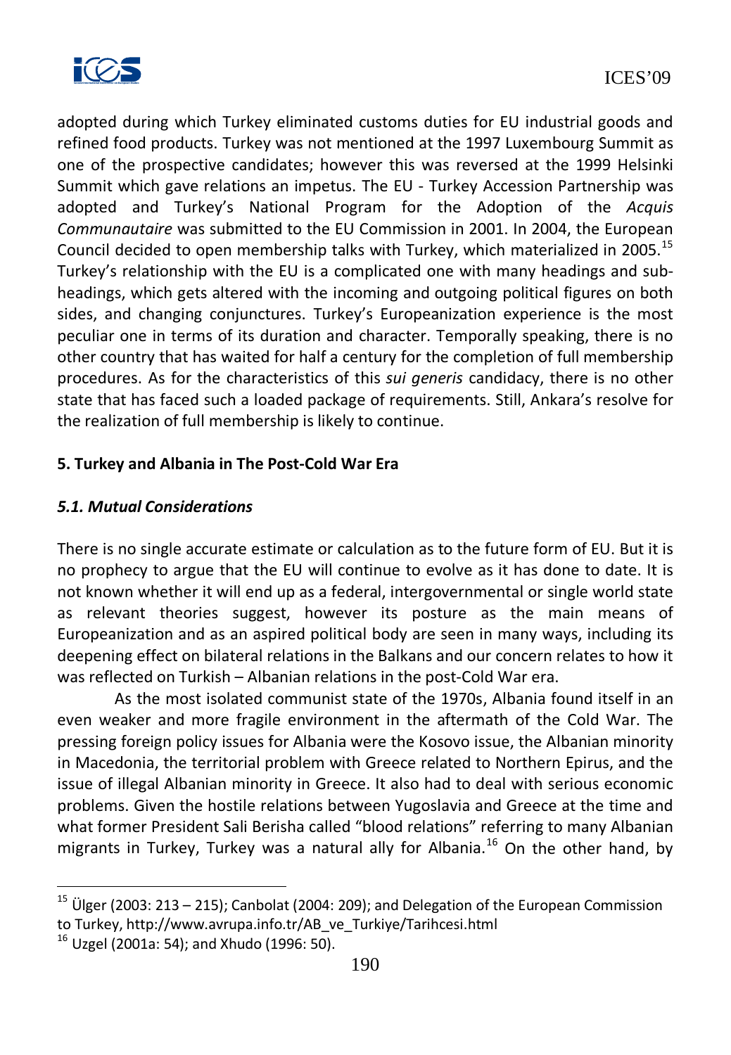adopted during which Turkey eliminated customs duties for EU industrial goods and refined food products. Turkey was not mentioned at the 1997 Luxembourg Summit as one of the prospective candidates; however this was reversed at the 1999 Helsinki Summit which gave relations an impetus. The EU - Turkey Accession Partnership was adopted and Turkey's National Program for the Adoption of the *Acquis Communautaire* was submitted to the EU Commission in 2001. In 2004, the European Council decided to open membership talks with Turkey, which materialized in 2005.[15] Turkey's relationship with the EU is a complicated one with many headings and sub-headings, which gets altered with the incoming and outgoing political figures on both sides, and changing conjunctures. Turkey's Europeanization experience is the most peculiar one in terms of its duration and character. Temporally speaking, there is no other country that has waited for half a century for the completion of full membership procedures. As for the characteristics of this *sui generis* candidacy, there is no other state that has faced such a loaded package of requirements. Still, Ankara's resolve for the realization of full membership is likely to continue.

## 5. Turkey and Albania in The Post-Cold War Era

### *5.1. Mutual Considerations*

There is no single accurate estimate or calculation as to the future form of EU. But it is no prophecy to argue that the EU will continue to evolve as it has done to date. It is not known whether it will end up as a federal, intergovernmental or single world state as relevant theories suggest, however its posture as the main means of Europeanization and as an aspired political body are seen in many ways, including its deepening effect on bilateral relations in the Balkans and our concern relates to how it was reflected on Turkish – Albanian relations in the post-Cold War era.

As the most isolated communist state of the 1970s, Albania found itself in an even weaker and more fragile environment in the aftermath of the Cold War. The pressing foreign policy issues for Albania were the Kosovo issue, the Albanian minority in Macedonia, the territorial problem with Greece related to Northern Epirus, and the issue of illegal Albanian minority in Greece. It also had to deal with serious economic problems. Given the hostile relations between Yugoslavia and Greece at the time and what former President Sali Berisha called "blood relations" referring to many Albanian migrants in Turkey, Turkey was a natural ally for Albania.[16] On the other hand, by

---

[15] Ülger (2003: 213 – 215); Canbolat (2004: 209); and Delegation of the European Commission to Turkey, http://www.avrupa.info.tr/AB_ve_Turkiye/Tarihcesi.html

[16] Uzgel (2001a: 54); and Xhudo (1996: 50).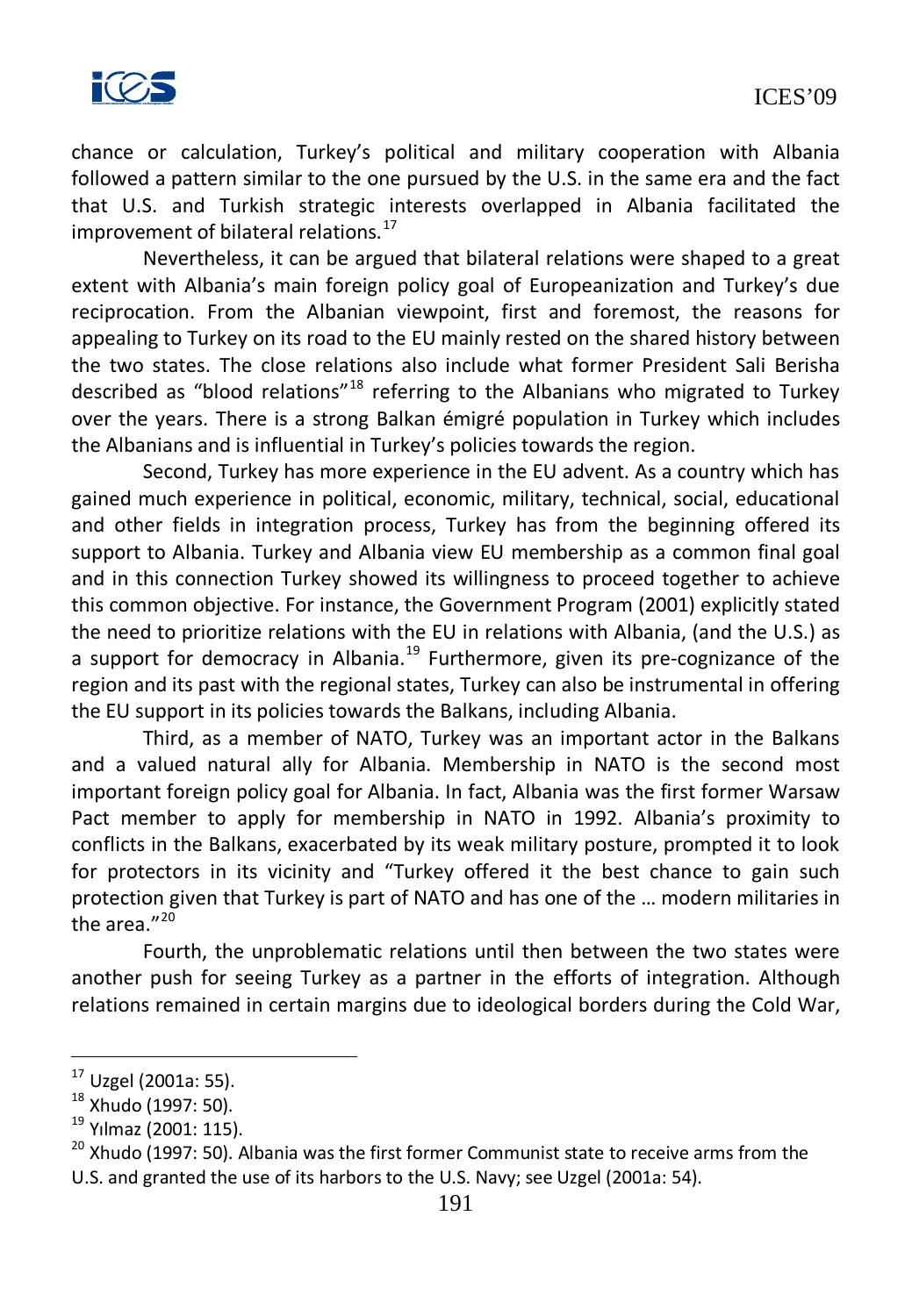chance or calculation, Turkey's political and military cooperation with Albania followed a pattern similar to the one pursued by the U.S. in the same era and the fact that U.S. and Turkish strategic interests overlapped in Albania facilitated the improvement of bilateral relations.[17]

Nevertheless, it can be argued that bilateral relations were shaped to a great extent with Albania's main foreign policy goal of Europeanization and Turkey's due reciprocation. From the Albanian viewpoint, first and foremost, the reasons for appealing to Turkey on its road to the EU mainly rested on the shared history between the two states. The close relations also include what former President Sali Berisha described as "blood relations"[18] referring to the Albanians who migrated to Turkey over the years. There is a strong Balkan émigré population in Turkey which includes the Albanians and is influential in Turkey's policies towards the region.

Second, Turkey has more experience in the EU advent. As a country which has gained much experience in political, economic, military, technical, social, educational and other fields in integration process, Turkey has from the beginning offered its support to Albania. Turkey and Albania view EU membership as a common final goal and in this connection Turkey showed its willingness to proceed together to achieve this common objective. For instance, the Government Program (2001) explicitly stated the need to prioritize relations with the EU in relations with Albania, (and the U.S.) as a support for democracy in Albania.[19] Furthermore, given its pre-cognizance of the region and its past with the regional states, Turkey can also be instrumental in offering the EU support in its policies towards the Balkans, including Albania.

Third, as a member of NATO, Turkey was an important actor in the Balkans and a valued natural ally for Albania. Membership in NATO is the second most important foreign policy goal for Albania. In fact, Albania was the first former Warsaw Pact member to apply for membership in NATO in 1992. Albania's proximity to conflicts in the Balkans, exacerbated by its weak military posture, prompted it to look for protectors in its vicinity and "Turkey offered it the best chance to gain such protection given that Turkey is part of NATO and has one of the … modern militaries in the area."[20]

Fourth, the unproblematic relations until then between the two states were another push for seeing Turkey as a partner in the efforts of integration. Although relations remained in certain margins due to ideological borders during the Cold War,

---

[17] Uzgel (2001a: 55).

[18] Xhudo (1997: 50).

[19] Yılmaz (2001: 115).

[20] Xhudo (1997: 50). Albania was the first former Communist state to receive arms from the U.S. and granted the use of its harbors to the U.S. Navy; see Uzgel (2001a: 54).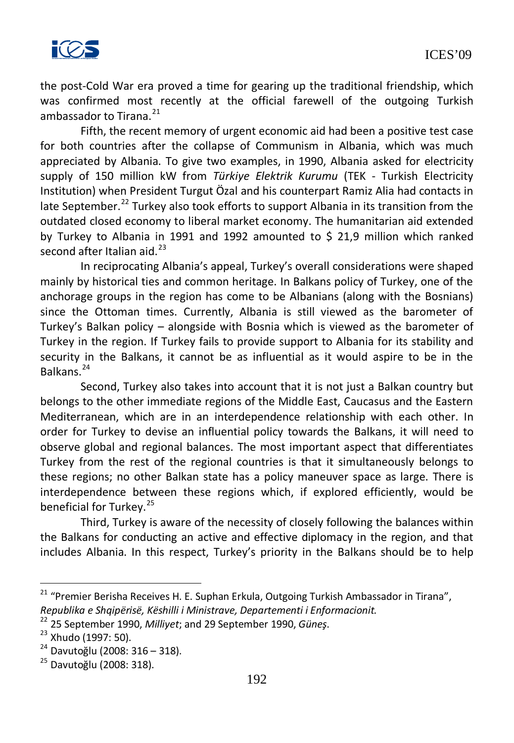the post-Cold War era proved a time for gearing up the traditional friendship, which was confirmed most recently at the official farewell of the outgoing Turkish ambassador to Tirana.[21]

Fifth, the recent memory of urgent economic aid had been a positive test case for both countries after the collapse of Communism in Albania, which was much appreciated by Albania. To give two examples, in 1990, Albania asked for electricity supply of 150 million kW from *Türkiye Elektrik Kurumu* (TEK - Turkish Electricity Institution) when President Turgut Özal and his counterpart Ramiz Alia had contacts in late September.[22] Turkey also took efforts to support Albania in its transition from the outdated closed economy to liberal market economy. The humanitarian aid extended by Turkey to Albania in 1991 and 1992 amounted to $ 21,9 million which ranked second after Italian aid.[23]

In reciprocating Albania's appeal, Turkey's overall considerations were shaped mainly by historical ties and common heritage. In Balkans policy of Turkey, one of the anchorage groups in the region has come to be Albanians (along with the Bosnians) since the Ottoman times. Currently, Albania is still viewed as the barometer of Turkey's Balkan policy – alongside with Bosnia which is viewed as the barometer of Turkey in the region. If Turkey fails to provide support to Albania for its stability and security in the Balkans, it cannot be as influential as it would aspire to be in the Balkans.[24]

Second, Turkey also takes into account that it is not just a Balkan country but belongs to the other immediate regions of the Middle East, Caucasus and the Eastern Mediterranean, which are in an interdependence relationship with each other. In order for Turkey to devise an influential policy towards the Balkans, it will need to observe global and regional balances. The most important aspect that differentiates Turkey from the rest of the regional countries is that it simultaneously belongs to these regions; no other Balkan state has a policy maneuver space as large. There is interdependence between these regions which, if explored efficiently, would be beneficial for Turkey.[25]

Third, Turkey is aware of the necessity of closely following the balances within the Balkans for conducting an active and effective diplomacy in the region, and that includes Albania. In this respect, Turkey's priority in the Balkans should be to help

---

[21] "Premier Berisha Receives H. E. Suphan Erkula, Outgoing Turkish Ambassador in Tirana", *Republika e Shqipërisë, Këshilli i Ministrave, Departementi i Enformacionit.*

[22] 25 September 1990, *Milliyet*; and 29 September 1990, *Güneş*.

[23] Xhudo (1997: 50).

[24] Davutoğlu (2008: 316 – 318).

[25] Davutoğlu (2008: 318).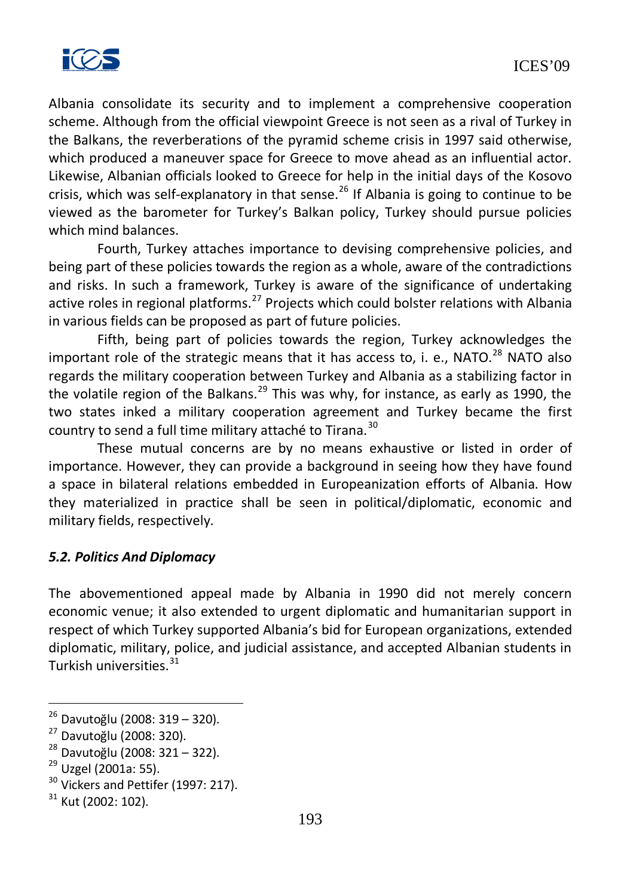Albania consolidate its security and to implement a comprehensive cooperation scheme. Although from the official viewpoint Greece is not seen as a rival of Turkey in the Balkans, the reverberations of the pyramid scheme crisis in 1997 said otherwise, which produced a maneuver space for Greece to move ahead as an influential actor. Likewise, Albanian officials looked to Greece for help in the initial days of the Kosovo crisis, which was self-explanatory in that sense.[26] If Albania is going to continue to be viewed as the barometer for Turkey's Balkan policy, Turkey should pursue policies which mind balances.

Fourth, Turkey attaches importance to devising comprehensive policies, and being part of these policies towards the region as a whole, aware of the contradictions and risks. In such a framework, Turkey is aware of the significance of undertaking active roles in regional platforms.[27] Projects which could bolster relations with Albania in various fields can be proposed as part of future policies.

Fifth, being part of policies towards the region, Turkey acknowledges the important role of the strategic means that it has access to, i. e., NATO.[28] NATO also regards the military cooperation between Turkey and Albania as a stabilizing factor in the volatile region of the Balkans.[29] This was why, for instance, as early as 1990, the two states inked a military cooperation agreement and Turkey became the first country to send a full time military attaché to Tirana.[30]

These mutual concerns are by no means exhaustive or listed in order of importance. However, they can provide a background in seeing how they have found a space in bilateral relations embedded in Europeanization efforts of Albania. How they materialized in practice shall be seen in political/diplomatic, economic and military fields, respectively.

### *5.2. Politics And Diplomacy*

The abovementioned appeal made by Albania in 1990 did not merely concern economic venue; it also extended to urgent diplomatic and humanitarian support in respect of which Turkey supported Albania's bid for European organizations, extended diplomatic, military, police, and judicial assistance, and accepted Albanian students in Turkish universities.[31]

---

[26] Davutoğlu (2008: 319 – 320).

[27] Davutoğlu (2008: 320).

[28] Davutoğlu (2008: 321 – 322).

[29] Uzgel (2001a: 55).

[30] Vickers and Pettifer (1997: 217).

[31] Kut (2002: 102).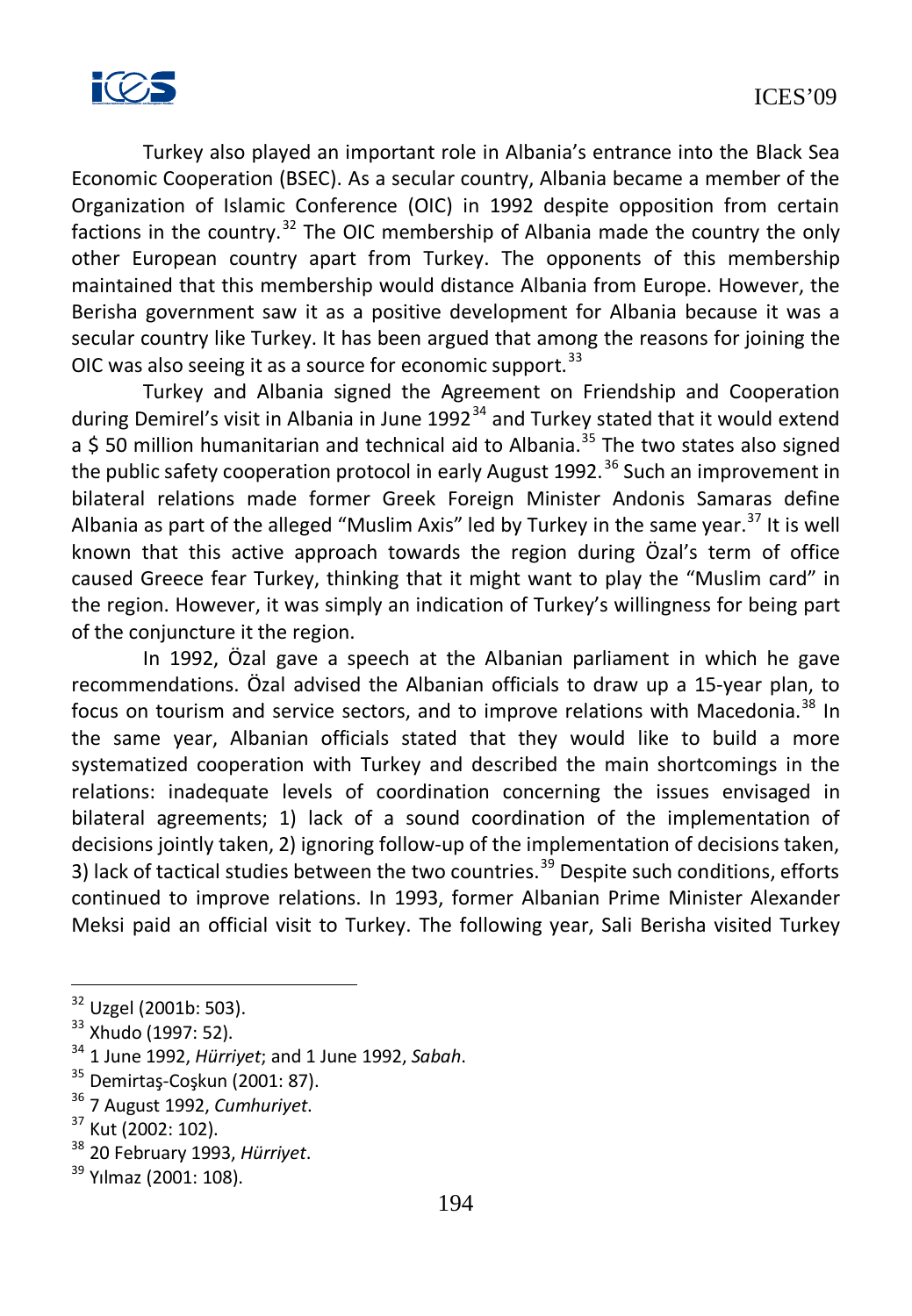Turkey also played an important role in Albania's entrance into the Black Sea Economic Cooperation (BSEC). As a secular country, Albania became a member of the Organization of Islamic Conference (OIC) in 1992 despite opposition from certain factions in the country.[32] The OIC membership of Albania made the country the only other European country apart from Turkey. The opponents of this membership maintained that this membership would distance Albania from Europe. However, the Berisha government saw it as a positive development for Albania because it was a secular country like Turkey. It has been argued that among the reasons for joining the OIC was also seeing it as a source for economic support.[33]

Turkey and Albania signed the Agreement on Friendship and Cooperation during Demirel's visit in Albania in June 1992[34] and Turkey stated that it would extend a $ 50 million humanitarian and technical aid to Albania.[35] The two states also signed the public safety cooperation protocol in early August 1992.[36] Such an improvement in bilateral relations made former Greek Foreign Minister Andonis Samaras define Albania as part of the alleged "Muslim Axis" led by Turkey in the same year.[37] It is well known that this active approach towards the region during Özal's term of office caused Greece fear Turkey, thinking that it might want to play the "Muslim card" in the region. However, it was simply an indication of Turkey's willingness for being part of the conjuncture it the region.

In 1992, Özal gave a speech at the Albanian parliament in which he gave recommendations. Özal advised the Albanian officials to draw up a 15-year plan, to focus on tourism and service sectors, and to improve relations with Macedonia.[38] In the same year, Albanian officials stated that they would like to build a more systematized cooperation with Turkey and described the main shortcomings in the relations: inadequate levels of coordination concerning the issues envisaged in bilateral agreements; 1) lack of a sound coordination of the implementation of decisions jointly taken, 2) ignoring follow-up of the implementation of decisions taken, 3) lack of tactical studies between the two countries.[39] Despite such conditions, efforts continued to improve relations. In 1993, former Albanian Prime Minister Alexander Meksi paid an official visit to Turkey. The following year, Sali Berisha visited Turkey

---

[32] Uzgel (2001b: 503).

[33] Xhudo (1997: 52).

[34] 1 June 1992, *Hürriyet*; and 1 June 1992, *Sabah*.

[35] Demirtaş-Coşkun (2001: 87).

[36] 7 August 1992, *Cumhuriyet*.

[37] Kut (2002: 102).

[38] 20 February 1993, *Hürriyet*.

[39] Yılmaz (2001: 108).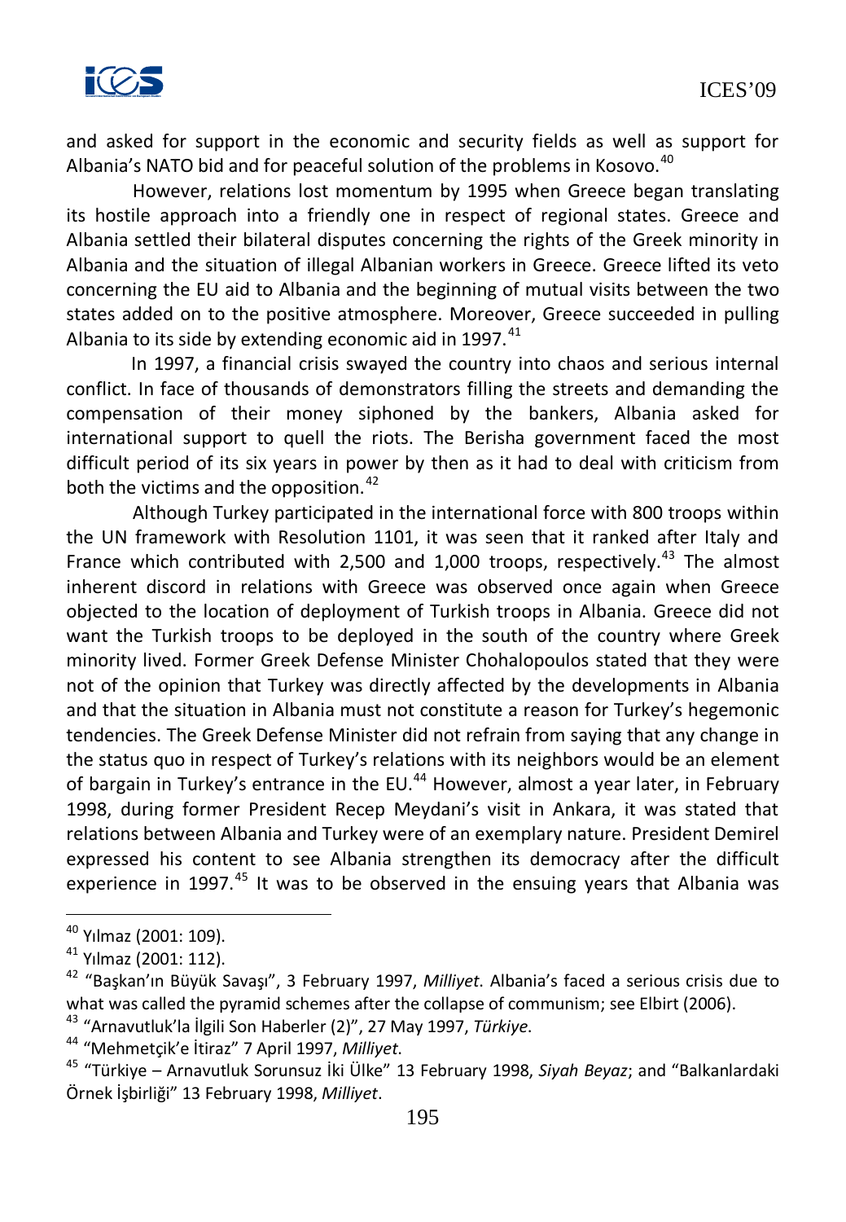and asked for support in the economic and security fields as well as support for Albania's NATO bid and for peaceful solution of the problems in Kosovo.[40]

However, relations lost momentum by 1995 when Greece began translating its hostile approach into a friendly one in respect of regional states. Greece and Albania settled their bilateral disputes concerning the rights of the Greek minority in Albania and the situation of illegal Albanian workers in Greece. Greece lifted its veto concerning the EU aid to Albania and the beginning of mutual visits between the two states added on to the positive atmosphere. Moreover, Greece succeeded in pulling Albania to its side by extending economic aid in 1997.[41]

In 1997, a financial crisis swayed the country into chaos and serious internal conflict. In face of thousands of demonstrators filling the streets and demanding the compensation of their money siphoned by the bankers, Albania asked for international support to quell the riots. The Berisha government faced the most difficult period of its six years in power by then as it had to deal with criticism from both the victims and the opposition.[42]

Although Turkey participated in the international force with 800 troops within the UN framework with Resolution 1101, it was seen that it ranked after Italy and France which contributed with 2,500 and 1,000 troops, respectively.[43] The almost inherent discord in relations with Greece was observed once again when Greece objected to the location of deployment of Turkish troops in Albania. Greece did not want the Turkish troops to be deployed in the south of the country where Greek minority lived. Former Greek Defense Minister Chohalopoulos stated that they were not of the opinion that Turkey was directly affected by the developments in Albania and that the situation in Albania must not constitute a reason for Turkey's hegemonic tendencies. The Greek Defense Minister did not refrain from saying that any change in the status quo in respect of Turkey's relations with its neighbors would be an element of bargain in Turkey's entrance in the EU.[44] However, almost a year later, in February 1998, during former President Recep Meydani's visit in Ankara, it was stated that relations between Albania and Turkey were of an exemplary nature. President Demirel expressed his content to see Albania strengthen its democracy after the difficult experience in 1997.[45] It was to be observed in the ensuing years that Albania was

---

[40] Yılmaz (2001: 109).

[41] Yılmaz (2001: 112).

[42] "Başkan'ın Büyük Savaşı", 3 February 1997, *Milliyet*. Albania's faced a serious crisis due to what was called the pyramid schemes after the collapse of communism; see Elbirt (2006).

[43] "Arnavutluk'la İlgili Son Haberler (2)", 27 May 1997, *Türkiye*.

[44] "Mehmetçik'e İtiraz" 7 April 1997, *Milliyet*.

[45] "Türkiye – Arnavutluk Sorunsuz İki Ülke" 13 February 1998, *Siyah Beyaz*; and "Balkanlardaki Örnek İşbirliği" 13 February 1998, *Milliyet*.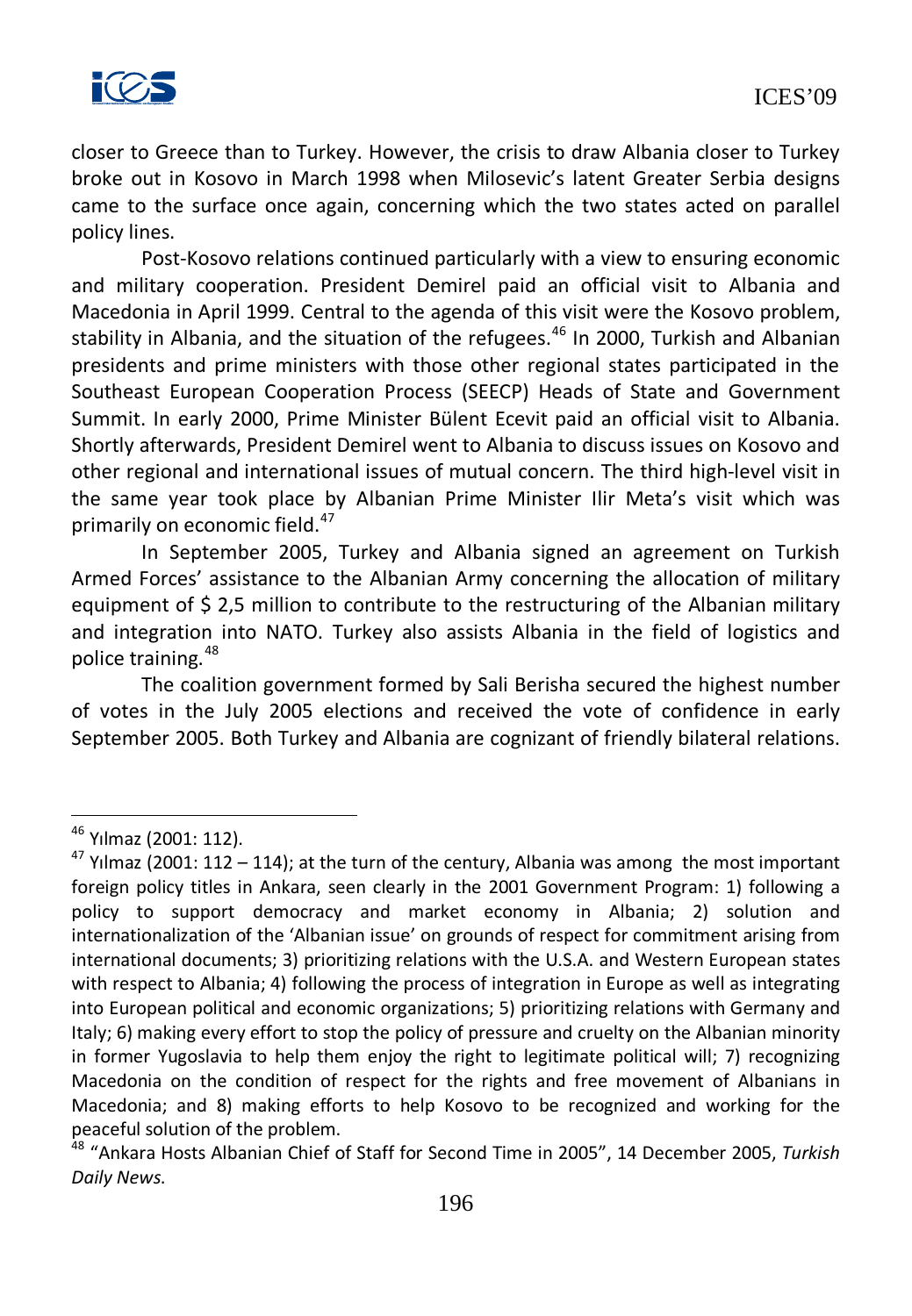closer to Greece than to Turkey. However, the crisis to draw Albania closer to Turkey broke out in Kosovo in March 1998 when Milosevic's latent Greater Serbia designs came to the surface once again, concerning which the two states acted on parallel policy lines.

Post-Kosovo relations continued particularly with a view to ensuring economic and military cooperation. President Demirel paid an official visit to Albania and Macedonia in April 1999. Central to the agenda of this visit were the Kosovo problem, stability in Albania, and the situation of the refugees.[46] In 2000, Turkish and Albanian presidents and prime ministers with those other regional states participated in the Southeast European Cooperation Process (SEECP) Heads of State and Government Summit. In early 2000, Prime Minister Bülent Ecevit paid an official visit to Albania. Shortly afterwards, President Demirel went to Albania to discuss issues on Kosovo and other regional and international issues of mutual concern. The third high-level visit in the same year took place by Albanian Prime Minister Ilir Meta's visit which was primarily on economic field.[47]

In September 2005, Turkey and Albania signed an agreement on Turkish Armed Forces' assistance to the Albanian Army concerning the allocation of military equipment of $ 2,5 million to contribute to the restructuring of the Albanian military and integration into NATO. Turkey also assists Albania in the field of logistics and police training.[48]

The coalition government formed by Sali Berisha secured the highest number of votes in the July 2005 elections and received the vote of confidence in early September 2005. Both Turkey and Albania are cognizant of friendly bilateral relations.

---

[46] Yılmaz (2001: 112).

[47] Yılmaz (2001: 112 – 114); at the turn of the century, Albania was among the most important foreign policy titles in Ankara, seen clearly in the 2001 Government Program: 1) following a policy to support democracy and market economy in Albania; 2) solution and internationalization of the 'Albanian issue' on grounds of respect for commitment arising from international documents; 3) prioritizing relations with the U.S.A. and Western European states with respect to Albania; 4) following the process of integration in Europe as well as integrating into European political and economic organizations; 5) prioritizing relations with Germany and Italy; 6) making every effort to stop the policy of pressure and cruelty on the Albanian minority in former Yugoslavia to help them enjoy the right to legitimate political will; 7) recognizing Macedonia on the condition of respect for the rights and free movement of Albanians in Macedonia; and 8) making efforts to help Kosovo to be recognized and working for the peaceful solution of the problem.

[48] "Ankara Hosts Albanian Chief of Staff for Second Time in 2005", 14 December 2005, *Turkish Daily News*.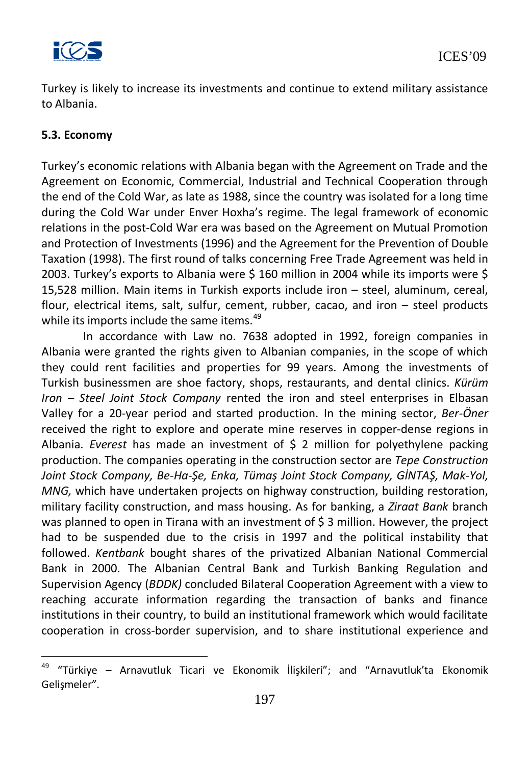Turkey is likely to increase its investments and continue to extend military assistance to Albania.

### 5.3. Economy

Turkey's economic relations with Albania began with the Agreement on Trade and the Agreement on Economic, Commercial, Industrial and Technical Cooperation through the end of the Cold War, as late as 1988, since the country was isolated for a long time during the Cold War under Enver Hoxha's regime. The legal framework of economic relations in the post-Cold War era was based on the Agreement on Mutual Promotion and Protection of Investments (1996) and the Agreement for the Prevention of Double Taxation (1998). The first round of talks concerning Free Trade Agreement was held in 2003. Turkey's exports to Albania were $ 160 million in 2004 while its imports were $ 15,528 million. Main items in Turkish exports include iron – steel, aluminum, cereal, flour, electrical items, salt, sulfur, cement, rubber, cacao, and iron – steel products while its imports include the same items.[49]

In accordance with Law no. 7638 adopted in 1992, foreign companies in Albania were granted the rights given to Albanian companies, in the scope of which they could rent facilities and properties for 99 years. Among the investments of Turkish businessmen are shoe factory, shops, restaurants, and dental clinics. *Kürüm Iron – Steel Joint Stock Company* rented the iron and steel enterprises in Elbasan Valley for a 20-year period and started production. In the mining sector, *Ber-Öner* received the right to explore and operate mine reserves in copper-dense regions in Albania. *Everest* has made an investment of $ 2 million for polyethylene packing production. The companies operating in the construction sector are *Tepe Construction Joint Stock Company, Be-Ha-Şe, Enka, Tümaş Joint Stock Company, GİNTAŞ, Mak-Yol, MNG,* which have undertaken projects on highway construction, building restoration, military facility construction, and mass housing. As for banking, a *Ziraat Bank* branch was planned to open in Tirana with an investment of $ 3 million. However, the project had to be suspended due to the crisis in 1997 and the political instability that followed. *Kentbank* bought shares of the privatized Albanian National Commercial Bank in 2000. The Albanian Central Bank and Turkish Banking Regulation and Supervision Agency (*BDDK)* concluded Bilateral Cooperation Agreement with a view to reaching accurate information regarding the transaction of banks and finance institutions in their country, to build an institutional framework which would facilitate cooperation in cross-border supervision, and to share institutional experience and

[49] "Türkiye – Arnavutluk Ticari ve Ekonomik İlişkileri"; and "Arnavutluk'ta Ekonomik Gelişmeler".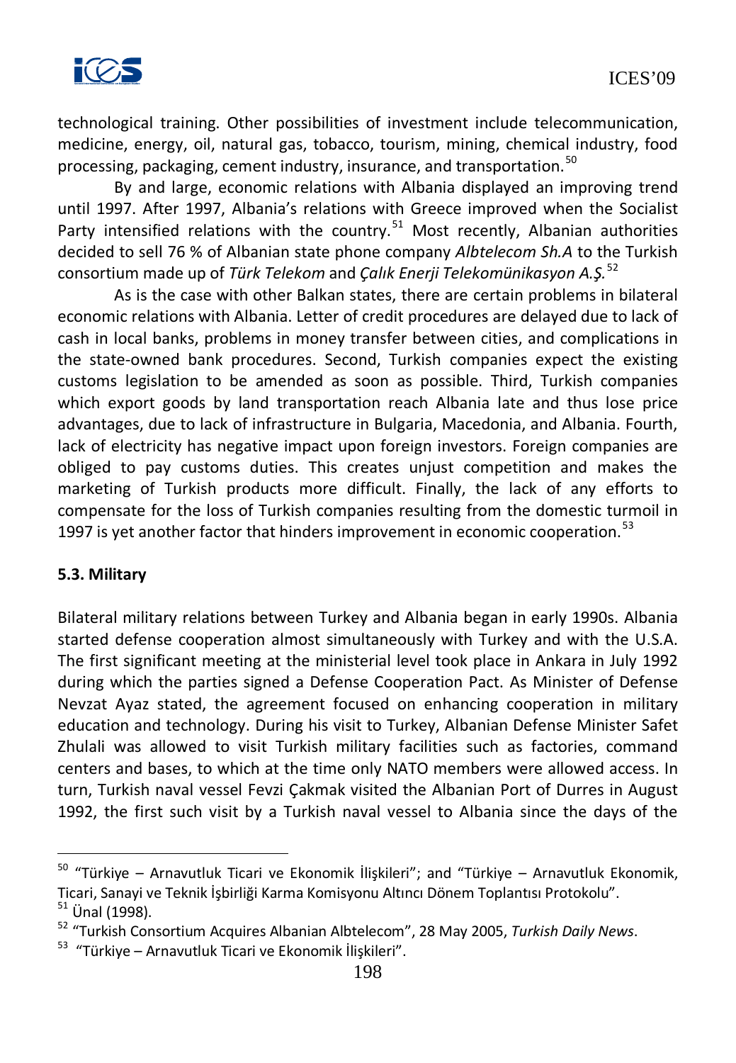technological training. Other possibilities of investment include telecommunication, medicine, energy, oil, natural gas, tobacco, tourism, mining, chemical industry, food processing, packaging, cement industry, insurance, and transportation.[50]

By and large, economic relations with Albania displayed an improving trend until 1997. After 1997, Albania's relations with Greece improved when the Socialist Party intensified relations with the country.[51] Most recently, Albanian authorities decided to sell 76 % of Albanian state phone company *Albtelecom Sh.A* to the Turkish consortium made up of *Türk Telekom* and *Çalık Enerji Telekomünikasyon A.Ş.*[52]

As is the case with other Balkan states, there are certain problems in bilateral economic relations with Albania. Letter of credit procedures are delayed due to lack of cash in local banks, problems in money transfer between cities, and complications in the state-owned bank procedures. Second, Turkish companies expect the existing customs legislation to be amended as soon as possible. Third, Turkish companies which export goods by land transportation reach Albania late and thus lose price advantages, due to lack of infrastructure in Bulgaria, Macedonia, and Albania. Fourth, lack of electricity has negative impact upon foreign investors. Foreign companies are obliged to pay customs duties. This creates unjust competition and makes the marketing of Turkish products more difficult. Finally, the lack of any efforts to compensate for the loss of Turkish companies resulting from the domestic turmoil in 1997 is yet another factor that hinders improvement in economic cooperation.[53]

### 5.3. Military

Bilateral military relations between Turkey and Albania began in early 1990s. Albania started defense cooperation almost simultaneously with Turkey and with the U.S.A. The first significant meeting at the ministerial level took place in Ankara in July 1992 during which the parties signed a Defense Cooperation Pact. As Minister of Defense Nevzat Ayaz stated, the agreement focused on enhancing cooperation in military education and technology. During his visit to Turkey, Albanian Defense Minister Safet Zhulali was allowed to visit Turkish military facilities such as factories, command centers and bases, to which at the time only NATO members were allowed access. In turn, Turkish naval vessel Fevzi Çakmak visited the Albanian Port of Durres in August 1992, the first such visit by a Turkish naval vessel to Albania since the days of the

---

[50] "Türkiye – Arnavutluk Ticari ve Ekonomik İlişkileri"; and "Türkiye – Arnavutluk Ekonomik, Ticari, Sanayi ve Teknik İşbirliği Karma Komisyonu Altıncı Dönem Toplantısı Protokolu".

[51] Ünal (1998).

[52] "Turkish Consortium Acquires Albanian Albtelecom", 28 May 2005, *Turkish Daily News*.

[53] "Türkiye – Arnavutluk Ticari ve Ekonomik İlişkileri".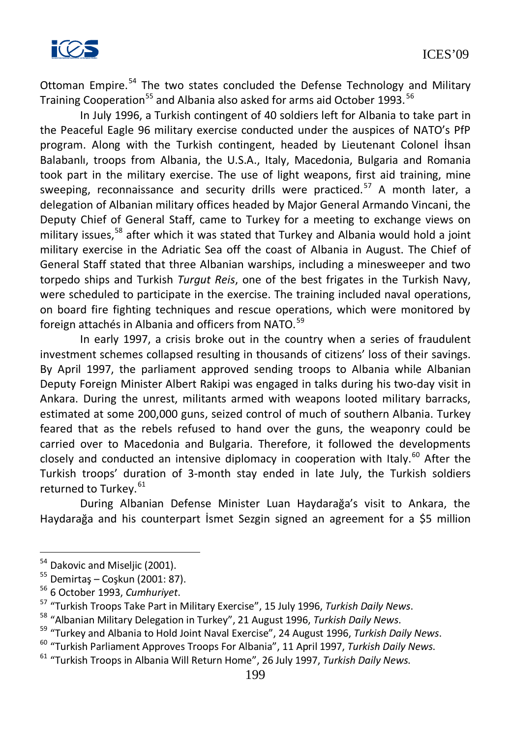Ottoman Empire.[54] The two states concluded the Defense Technology and Military Training Cooperation[55] and Albania also asked for arms aid October 1993.[56]

In July 1996, a Turkish contingent of 40 soldiers left for Albania to take part in the Peaceful Eagle 96 military exercise conducted under the auspices of NATO's PfP program. Along with the Turkish contingent, headed by Lieutenant Colonel İhsan Balabanlı, troops from Albania, the U.S.A., Italy, Macedonia, Bulgaria and Romania took part in the military exercise. The use of light weapons, first aid training, mine sweeping, reconnaissance and security drills were practiced.[57] A month later, a delegation of Albanian military offices headed by Major General Armando Vincani, the Deputy Chief of General Staff, came to Turkey for a meeting to exchange views on military issues,[58] after which it was stated that Turkey and Albania would hold a joint military exercise in the Adriatic Sea off the coast of Albania in August. The Chief of General Staff stated that three Albanian warships, including a minesweeper and two torpedo ships and Turkish *Turgut Reis*, one of the best frigates in the Turkish Navy, were scheduled to participate in the exercise. The training included naval operations, on board fire fighting techniques and rescue operations, which were monitored by foreign attachés in Albania and officers from NATO.[59]

In early 1997, a crisis broke out in the country when a series of fraudulent investment schemes collapsed resulting in thousands of citizens' loss of their savings. By April 1997, the parliament approved sending troops to Albania while Albanian Deputy Foreign Minister Albert Rakipi was engaged in talks during his two-day visit in Ankara. During the unrest, militants armed with weapons looted military barracks, estimated at some 200,000 guns, seized control of much of southern Albania. Turkey feared that as the rebels refused to hand over the guns, the weaponry could be carried over to Macedonia and Bulgaria. Therefore, it followed the developments closely and conducted an intensive diplomacy in cooperation with Italy.[60] After the Turkish troops' duration of 3-month stay ended in late July, the Turkish soldiers returned to Turkey.[61]

During Albanian Defense Minister Luan Haydarağa's visit to Ankara, the Haydarağa and his counterpart İsmet Sezgin signed an agreement for a $5 million

---

[54] Dakovic and Miseljic (2001).

[55] Demirtaş – Coşkun (2001: 87).

[56] 6 October 1993, *Cumhuriyet*.

[57] "Turkish Troops Take Part in Military Exercise", 15 July 1996, *Turkish Daily News*.

[58] "Albanian Military Delegation in Turkey", 21 August 1996, *Turkish Daily News*.

[59] "Turkey and Albania to Hold Joint Naval Exercise", 24 August 1996, *Turkish Daily News*.

[60] "Turkish Parliament Approves Troops For Albania", 11 April 1997, *Turkish Daily News*.

[61] "Turkish Troops in Albania Will Return Home", 26 July 1997, *Turkish Daily News*.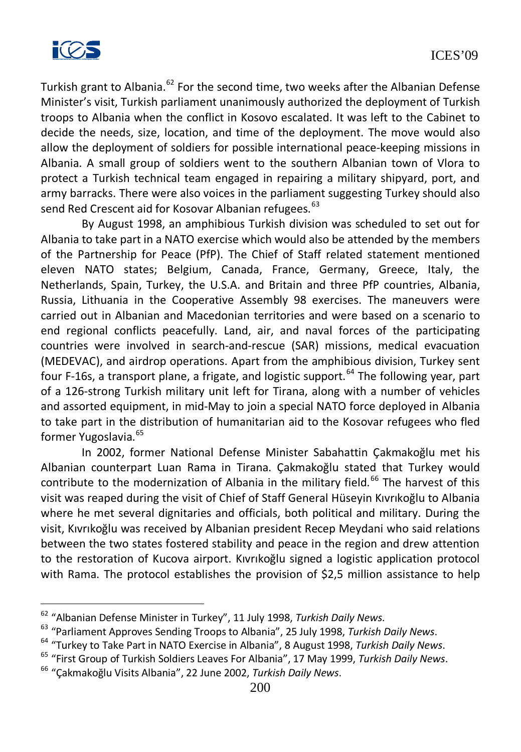Turkish grant to Albania.[62] For the second time, two weeks after the Albanian Defense Minister's visit, Turkish parliament unanimously authorized the deployment of Turkish troops to Albania when the conflict in Kosovo escalated. It was left to the Cabinet to decide the needs, size, location, and time of the deployment. The move would also allow the deployment of soldiers for possible international peace-keeping missions in Albania. A small group of soldiers went to the southern Albanian town of Vlora to protect a Turkish technical team engaged in repairing a military shipyard, port, and army barracks. There were also voices in the parliament suggesting Turkey should also send Red Crescent aid for Kosovar Albanian refugees.[63]

By August 1998, an amphibious Turkish division was scheduled to set out for Albania to take part in a NATO exercise which would also be attended by the members of the Partnership for Peace (PfP). The Chief of Staff related statement mentioned eleven NATO states; Belgium, Canada, France, Germany, Greece, Italy, the Netherlands, Spain, Turkey, the U.S.A. and Britain and three PfP countries, Albania, Russia, Lithuania in the Cooperative Assembly 98 exercises. The maneuvers were carried out in Albanian and Macedonian territories and were based on a scenario to end regional conflicts peacefully. Land, air, and naval forces of the participating countries were involved in search-and-rescue (SAR) missions, medical evacuation (MEDEVAC), and airdrop operations. Apart from the amphibious division, Turkey sent four F-16s, a transport plane, a frigate, and logistic support.[64] The following year, part of a 126-strong Turkish military unit left for Tirana, along with a number of vehicles and assorted equipment, in mid-May to join a special NATO force deployed in Albania to take part in the distribution of humanitarian aid to the Kosovar refugees who fled former Yugoslavia.[65]

In 2002, former National Defense Minister Sabahattin Çakmakoğlu met his Albanian counterpart Luan Rama in Tirana. Çakmakoğlu stated that Turkey would contribute to the modernization of Albania in the military field.[66] The harvest of this visit was reaped during the visit of Chief of Staff General Hüseyin Kıvrıkoğlu to Albania where he met several dignitaries and officials, both political and military. During the visit, Kıvrıkoğlu was received by Albanian president Recep Meydani who said relations between the two states fostered stability and peace in the region and drew attention to the restoration of Kucova airport. Kıvrıkoğlu signed a logistic application protocol with Rama. The protocol establishes the provision of $2,5 million assistance to help

---

[62] "Albanian Defense Minister in Turkey", 11 July 1998, *Turkish Daily News*.

[63] "Parliament Approves Sending Troops to Albania", 25 July 1998, *Turkish Daily News*.

[64] "Turkey to Take Part in NATO Exercise in Albania", 8 August 1998, *Turkish Daily News*.

[65] "First Group of Turkish Soldiers Leaves For Albania", 17 May 1999, *Turkish Daily News*.

[66] "Çakmakoğlu Visits Albania", 22 June 2002, *Turkish Daily News*.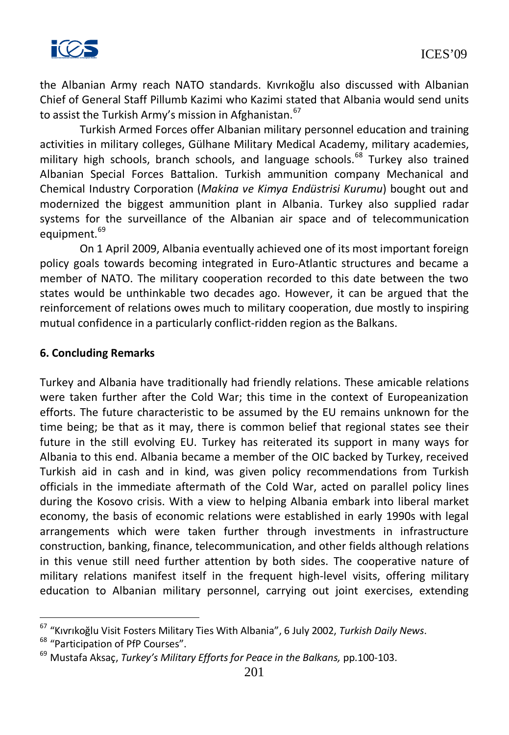the Albanian Army reach NATO standards. Kıvrıkoğlu also discussed with Albanian Chief of General Staff Pillumb Kazimi who Kazimi stated that Albania would send units to assist the Turkish Army's mission in Afghanistan.[67]

Turkish Armed Forces offer Albanian military personnel education and training activities in military colleges, Gülhane Military Medical Academy, military academies, military high schools, branch schools, and language schools.[68] Turkey also trained Albanian Special Forces Battalion. Turkish ammunition company Mechanical and Chemical Industry Corporation (*Makina ve Kimya Endüstrisi Kurumu*) bought out and modernized the biggest ammunition plant in Albania. Turkey also supplied radar systems for the surveillance of the Albanian air space and of telecommunication equipment.[69]

On 1 April 2009, Albania eventually achieved one of its most important foreign policy goals towards becoming integrated in Euro-Atlantic structures and became a member of NATO. The military cooperation recorded to this date between the two states would be unthinkable two decades ago. However, it can be argued that the reinforcement of relations owes much to military cooperation, due mostly to inspiring mutual confidence in a particularly conflict-ridden region as the Balkans.

## 6. Concluding Remarks

Turkey and Albania have traditionally had friendly relations. These amicable relations were taken further after the Cold War; this time in the context of Europeanization efforts. The future characteristic to be assumed by the EU remains unknown for the time being; be that as it may, there is common belief that regional states see their future in the still evolving EU. Turkey has reiterated its support in many ways for Albania to this end. Albania became a member of the OIC backed by Turkey, received Turkish aid in cash and in kind, was given policy recommendations from Turkish officials in the immediate aftermath of the Cold War, acted on parallel policy lines during the Kosovo crisis. With a view to helping Albania embark into liberal market economy, the basis of economic relations were established in early 1990s with legal arrangements which were taken further through investments in infrastructure construction, banking, finance, telecommunication, and other fields although relations in this venue still need further attention by both sides. The cooperative nature of military relations manifest itself in the frequent high-level visits, offering military education to Albanian military personnel, carrying out joint exercises, extending

---

[67] "Kıvrıkoğlu Visit Fosters Military Ties With Albania", 6 July 2002, *Turkish Daily News*.

[68] "Participation of PfP Courses".

[69] Mustafa Aksaç, *Turkey's Military Efforts for Peace in the Balkans,* pp.100-103.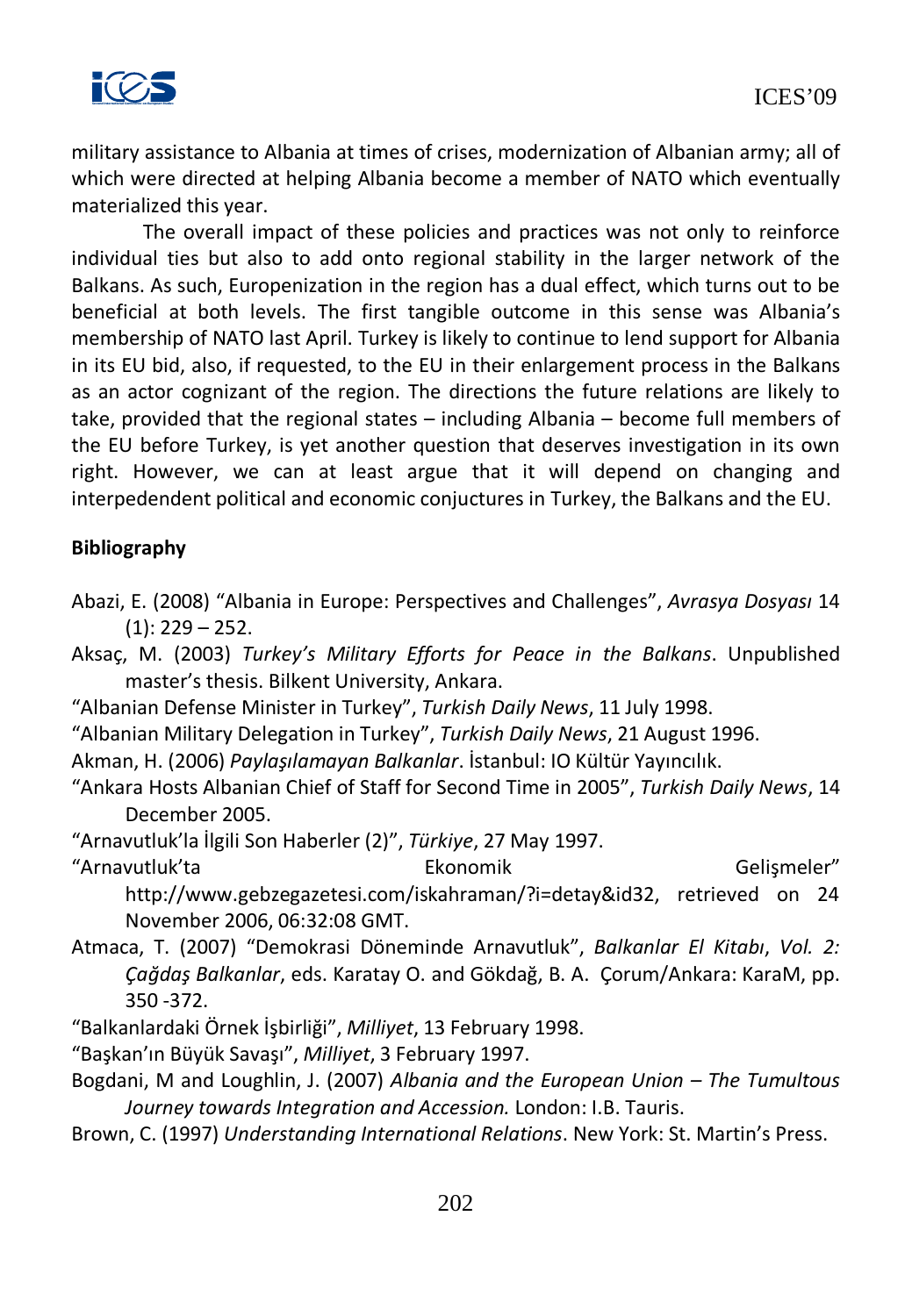military assistance to Albania at times of crises, modernization of Albanian army; all of which were directed at helping Albania become a member of NATO which eventually materialized this year.

The overall impact of these policies and practices was not only to reinforce individual ties but also to add onto regional stability in the larger network of the Balkans. As such, Europenization in the region has a dual effect, which turns out to be beneficial at both levels. The first tangible outcome in this sense was Albania's membership of NATO last April. Turkey is likely to continue to lend support for Albania in its EU bid, also, if requested, to the EU in their enlargement process in the Balkans as an actor cognizant of the region. The directions the future relations are likely to take, provided that the regional states – including Albania – become full members of the EU before Turkey, is yet another question that deserves investigation in its own right. However, we can at least argue that it will depend on changing and interpedendent political and economic conjuctures in Turkey, the Balkans and the EU.

**Bibliography**

Abazi, E. (2008) "Albania in Europe: Perspectives and Challenges", *Avrasya Dosyası* 14 (1): 229 – 252.

Aksaç, M. (2003) *Turkey's Military Efforts for Peace in the Balkans*. Unpublished master's thesis. Bilkent University, Ankara.

"Albanian Defense Minister in Turkey", *Turkish Daily News*, 11 July 1998.

"Albanian Military Delegation in Turkey", *Turkish Daily News*, 21 August 1996.

Akman, H. (2006) *Paylaşılamayan Balkanlar*. İstanbul: IO Kültür Yayıncılık.

"Ankara Hosts Albanian Chief of Staff for Second Time in 2005", *Turkish Daily News*, 14 December 2005.

"Arnavutluk'la İlgili Son Haberler (2)", *Türkiye*, 27 May 1997.

"Arnavutluk'ta Ekonomik Gelişmeler" http://www.gebzegazetesi.com/iskahraman/?i=detay&id32, retrieved on 24 November 2006, 06:32:08 GMT.

Atmaca, T. (2007) "Demokrasi Döneminde Arnavutluk", *Balkanlar El Kitabı*, *Vol. 2: Çağdaş Balkanlar*, eds. Karatay O. and Gökdağ, B. A. Çorum/Ankara: KaraM, pp. 350 -372.

"Balkanlardaki Örnek İşbirliği", *Milliyet*, 13 February 1998.

"Başkan'ın Büyük Savaşı", *Milliyet*, 3 February 1997.

Bogdani, M and Loughlin, J. (2007) *Albania and the European Union – The Tumultous Journey towards Integration and Accession.* London: I.B. Tauris.

Brown, C. (1997) *Understanding International Relations*. New York: St. Martin's Press.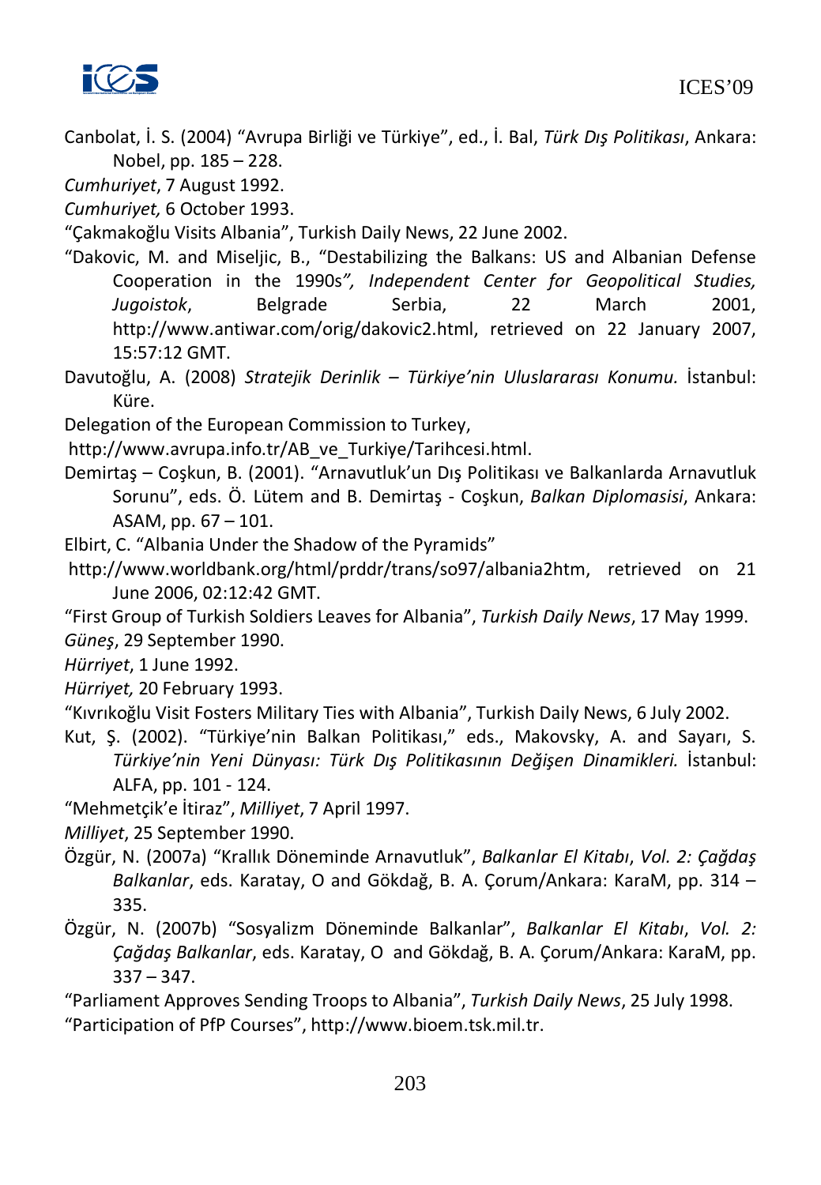Canbolat, İ. S. (2004) “Avrupa Birliği ve Türkiye”, ed., İ. Bal, *Türk Dış Politikası*, Ankara: Nobel, pp. 185 – 228.

*Cumhuriyet*, 7 August 1992.

*Cumhuriyet,* 6 October 1993.

“Çakmakoğlu Visits Albania”, Turkish Daily News, 22 June 2002.

“Dakovic, M. and Miseljic, B., “Destabilizing the Balkans: US and Albanian Defense Cooperation in the 1990s*”, Independent Center for Geopolitical Studies, Jugoistok*, Belgrade Serbia, 22 March 2001, http://www.antiwar.com/orig/dakovic2.html, retrieved on 22 January 2007, 15:57:12 GMT.

Davutoğlu, A. (2008) *Stratejik Derinlik – Türkiye’nin Uluslararası Konumu.* İstanbul: Küre.

Delegation of the European Commission to Turkey,
http://www.avrupa.info.tr/AB_ve_Turkiye/Tarihcesi.html.

Demirtaş – Coşkun, B. (2001). “Arnavutluk’un Dış Politikası ve Balkanlarda Arnavutluk Sorunu”, eds. Ö. Lütem and B. Demirtaş - Coşkun, *Balkan Diplomasisi*, Ankara: ASAM, pp. 67 – 101.

Elbirt, C. “Albania Under the Shadow of the Pyramids”
http://www.worldbank.org/html/prddr/trans/so97/albania2htm, retrieved on 21 June 2006, 02:12:42 GMT.

“First Group of Turkish Soldiers Leaves for Albania”, *Turkish Daily News*, 17 May 1999.

*Güneş*, 29 September 1990.

*Hürriyet*, 1 June 1992.

*Hürriyet,* 20 February 1993.

“Kıvrıkoğlu Visit Fosters Military Ties with Albania”, Turkish Daily News, 6 July 2002.

Kut, Ş. (2002). “Türkiye’nin Balkan Politikası,” eds., Makovsky, A. and Sayarı, S. *Türkiye’nin Yeni Dünyası: Türk Dış Politikasının Değişen Dinamikleri.* İstanbul: ALFA, pp. 101 - 124.

“Mehmetçik’e İtiraz”, *Milliyet*, 7 April 1997.

*Milliyet*, 25 September 1990.

Özgür, N. (2007a) “Krallık Döneminde Arnavutluk”, *Balkanlar El Kitabı*, *Vol. 2: Çağdaş Balkanlar*, eds. Karatay, O and Gökdağ, B. A. Çorum/Ankara: KaraM, pp. 314 – 335.

Özgür, N. (2007b) “Sosyalizm Döneminde Balkanlar”, *Balkanlar El Kitabı*, *Vol. 2: Çağdaş Balkanlar*, eds. Karatay, O and Gökdağ, B. A. Çorum/Ankara: KaraM, pp. 337 – 347.

“Parliament Approves Sending Troops to Albania”, *Turkish Daily News*, 25 July 1998.

“Participation of PfP Courses”, http://www.bioem.tsk.mil.tr.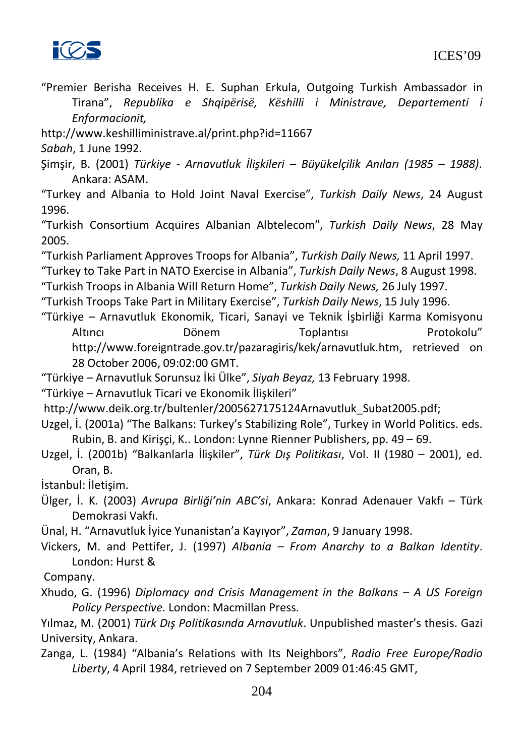"Premier Berisha Receives H. E. Suphan Erkula, Outgoing Turkish Ambassador in Tirana", *Republika e Shqipërisë, Këshilli i Ministrave, Departementi i Enformacionit,* http://www.keshilliministrave.al/print.php?id=11667

*Sabah*, 1 June 1992.

Şimşir, B. (2001) *Türkiye - Arnavutluk İlişkileri – Büyükelçilik Anıları (1985 – 1988)*. Ankara: ASAM.

"Turkey and Albania to Hold Joint Naval Exercise", *Turkish Daily News*, 24 August 1996.

"Turkish Consortium Acquires Albanian Albtelecom", *Turkish Daily News*, 28 May 2005.

"Turkish Parliament Approves Troops for Albania", *Turkish Daily News,* 11 April 1997.

"Turkey to Take Part in NATO Exercise in Albania", *Turkish Daily News*, 8 August 1998.

"Turkish Troops in Albania Will Return Home", *Turkish Daily News,* 26 July 1997.

"Turkish Troops Take Part in Military Exercise", *Turkish Daily News*, 15 July 1996.

"Türkiye – Arnavutluk Ekonomik, Ticari, Sanayi ve Teknik İşbirliği Karma Komisyonu Altıncı Dönem Toplantısı Protokolu" http://www.foreigntrade.gov.tr/pazaragiris/kek/arnavutluk.htm, retrieved on 28 October 2006, 09:02:00 GMT.

"Türkiye – Arnavutluk Sorunsuz İki Ülke", *Siyah Beyaz,* 13 February 1998.

"Türkiye – Arnavutluk Ticari ve Ekonomik İlişkileri" http://www.deik.org.tr/bultenler/2005627175124Arnavutluk_Subat2005.pdf;

Uzgel, İ. (2001a) "The Balkans: Turkey's Stabilizing Role", Turkey in World Politics. eds. Rubin, B. and Kirişçi, K.. London: Lynne Rienner Publishers, pp. 49 – 69.

Uzgel, İ. (2001b) "Balkanlarla İlişkiler", *Türk Dış Politikası*, Vol. II (1980 – 2001), ed. Oran, B. İstanbul: İletişim.

Ülger, İ. K. (2003) *Avrupa Birliği'nin ABC'si*, Ankara: Konrad Adenauer Vakfı – Türk Demokrasi Vakfı.

Ünal, H. "Arnavutluk İyice Yunanistan'a Kayıyor", *Zaman*, 9 January 1998.

Vickers, M. and Pettifer, J. (1997) *Albania – From Anarchy to a Balkan Identity*. London: Hurst & Company.

Xhudo, G. (1996) *Diplomacy and Crisis Management in the Balkans – A US Foreign Policy Perspective.* London: Macmillan Press.

Yılmaz, M. (2001) *Türk Dış Politikasında Arnavutluk*. Unpublished master's thesis. Gazi University, Ankara.

Zanga, L. (1984) "Albania's Relations with Its Neighbors", *Radio Free Europe/Radio Liberty*, 4 April 1984, retrieved on 7 September 2009 01:46:45 GMT,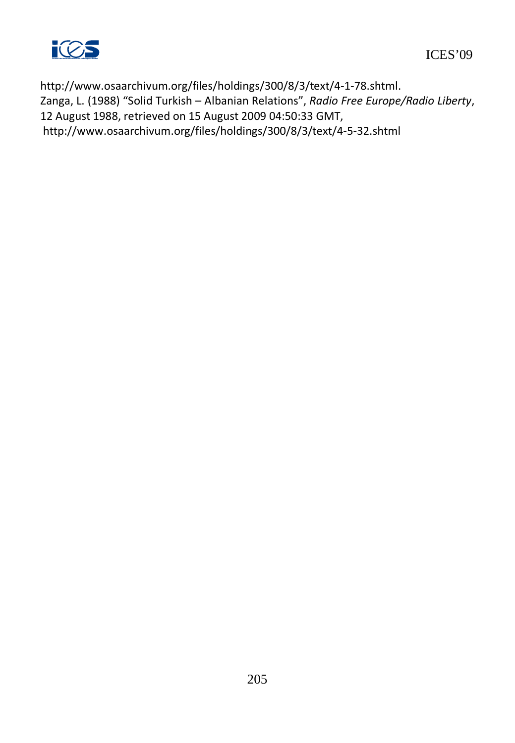http://www.osaarchivum.org/files/holdings/300/8/3/text/4-1-78.shtml.

Zanga, L. (1988) “Solid Turkish – Albanian Relations”, *Radio Free Europe/Radio Liberty*, 12 August 1988, retrieved on 15 August 2009 04:50:33 GMT, http://www.osaarchivum.org/files/holdings/300/8/3/text/4-5-32.shtml